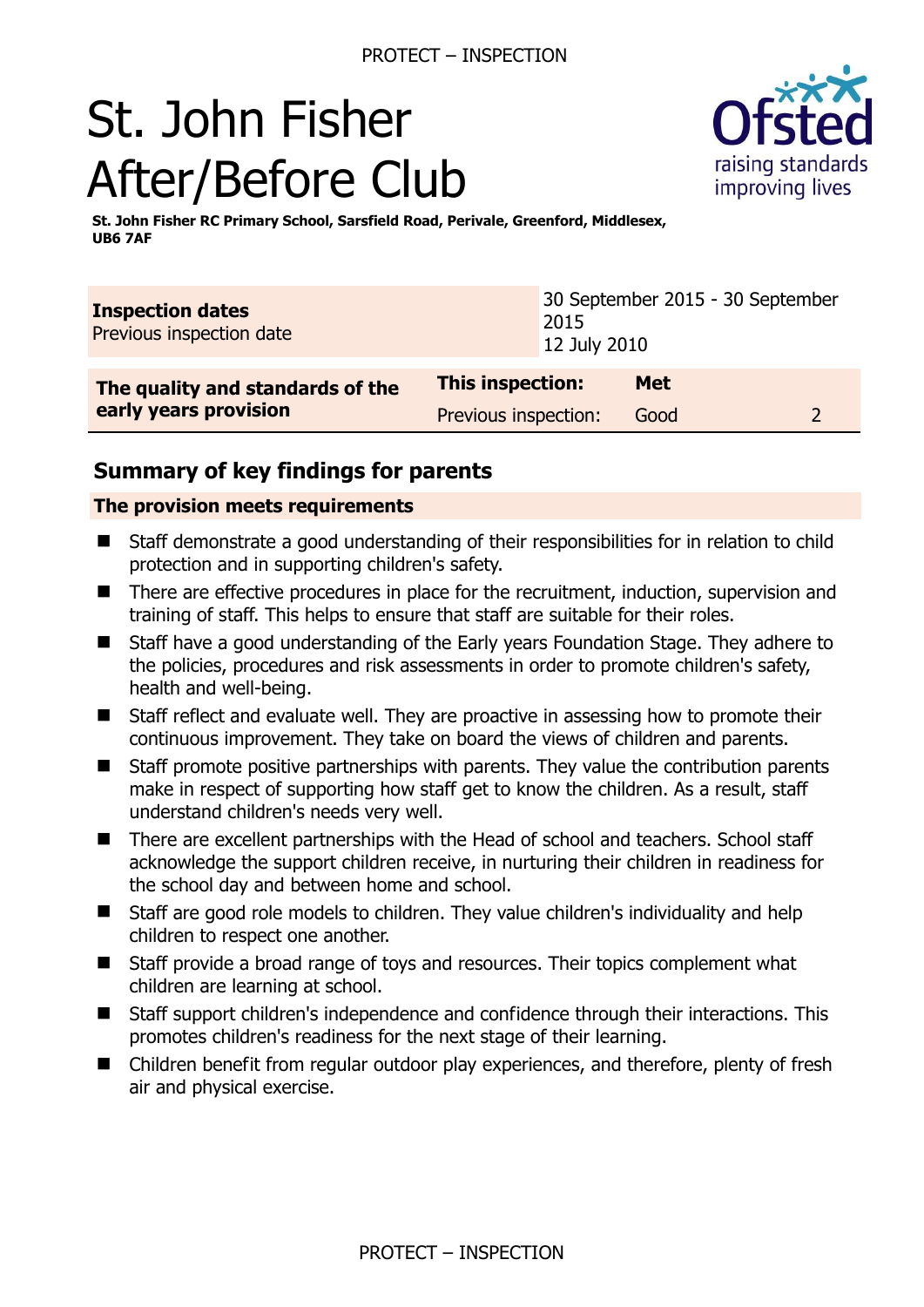# St. John Fisher After/Before Club

**St. John Fisher RC Primary School, Sarsfield Road, Perivale, Greenford, Middlesex, UB6 7AF**

| | | | |
|---|---|---|---|
| **Inspection dates**<br>Previous inspection date | | 30 September 2015 - 30 September 2015<br>12 July 2010 | |
| **The quality and standards of the early years provision** | **This inspection:** | **Met** | |
| | Previous inspection: | Good | 2 |

## Summary of key findings for parents

**The provision meets requirements**

- Staff demonstrate a good understanding of their responsibilities for in relation to child protection and in supporting children's safety.
- There are effective procedures in place for the recruitment, induction, supervision and training of staff. This helps to ensure that staff are suitable for their roles.
- Staff have a good understanding of the Early years Foundation Stage. They adhere to the policies, procedures and risk assessments in order to promote children's safety, health and well-being.
- Staff reflect and evaluate well. They are proactive in assessing how to promote their continuous improvement. They take on board the views of children and parents.
- Staff promote positive partnerships with parents. They value the contribution parents make in respect of supporting how staff get to know the children. As a result, staff understand children's needs very well.
- There are excellent partnerships with the Head of school and teachers. School staff acknowledge the support children receive, in nurturing their children in readiness for the school day and between home and school.
- Staff are good role models to children. They value children's individuality and help children to respect one another.
- Staff provide a broad range of toys and resources. Their topics complement what children are learning at school.
- Staff support children's independence and confidence through their interactions. This promotes children's readiness for the next stage of their learning.
- Children benefit from regular outdoor play experiences, and therefore, plenty of fresh air and physical exercise.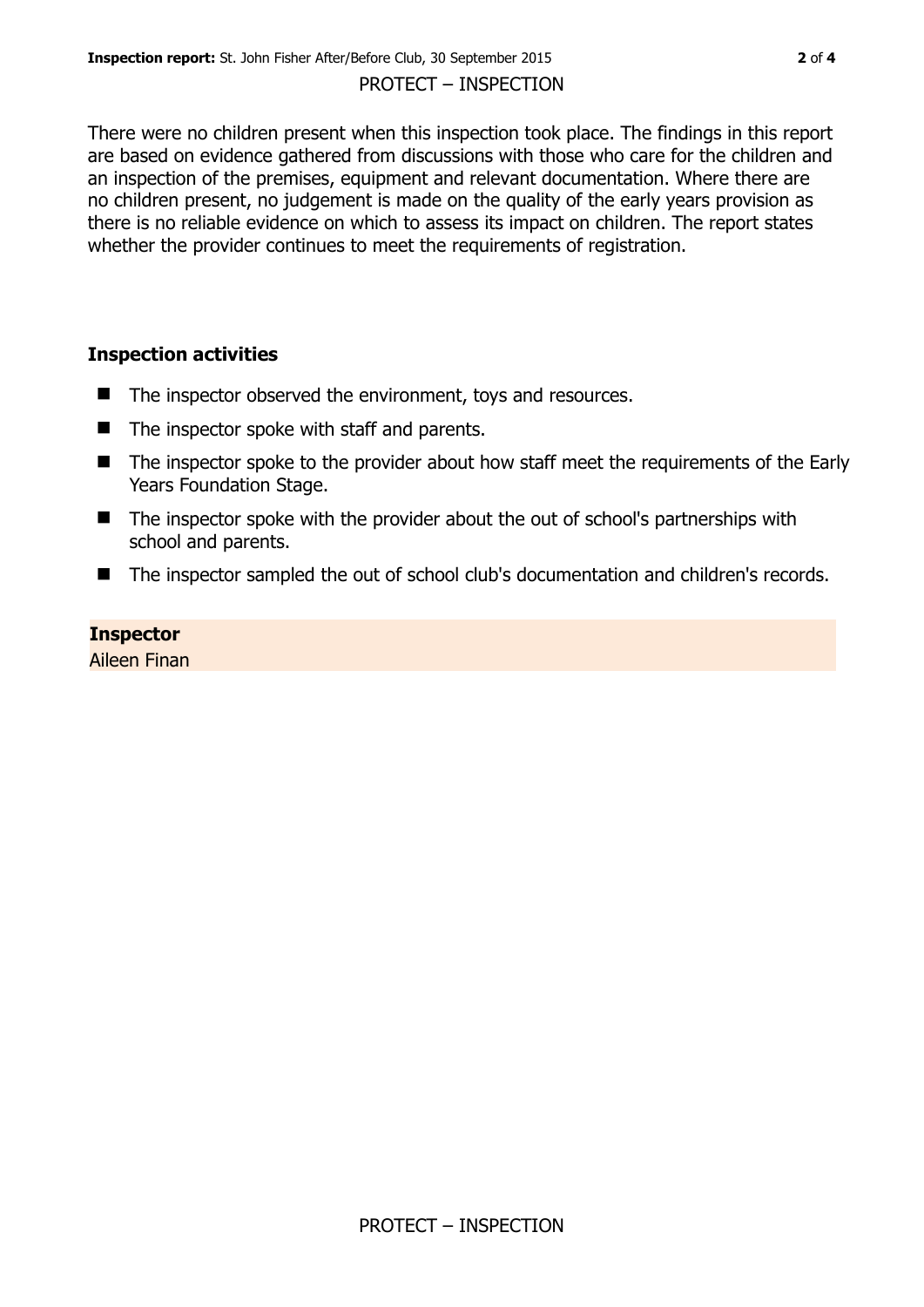There were no children present when this inspection took place. The findings in this report are based on evidence gathered from discussions with those who care for the children and an inspection of the premises, equipment and relevant documentation. Where there are no children present, no judgement is made on the quality of the early years provision as there is no reliable evidence on which to assess its impact on children. The report states whether the provider continues to meet the requirements of registration.

## Inspection activities

- The inspector observed the environment, toys and resources.
- The inspector spoke with staff and parents.
- The inspector spoke to the provider about how staff meet the requirements of the Early Years Foundation Stage.
- The inspector spoke with the provider about the out of school's partnerships with school and parents.
- The inspector sampled the out of school club's documentation and children's records.

**Inspector**
Aileen Finan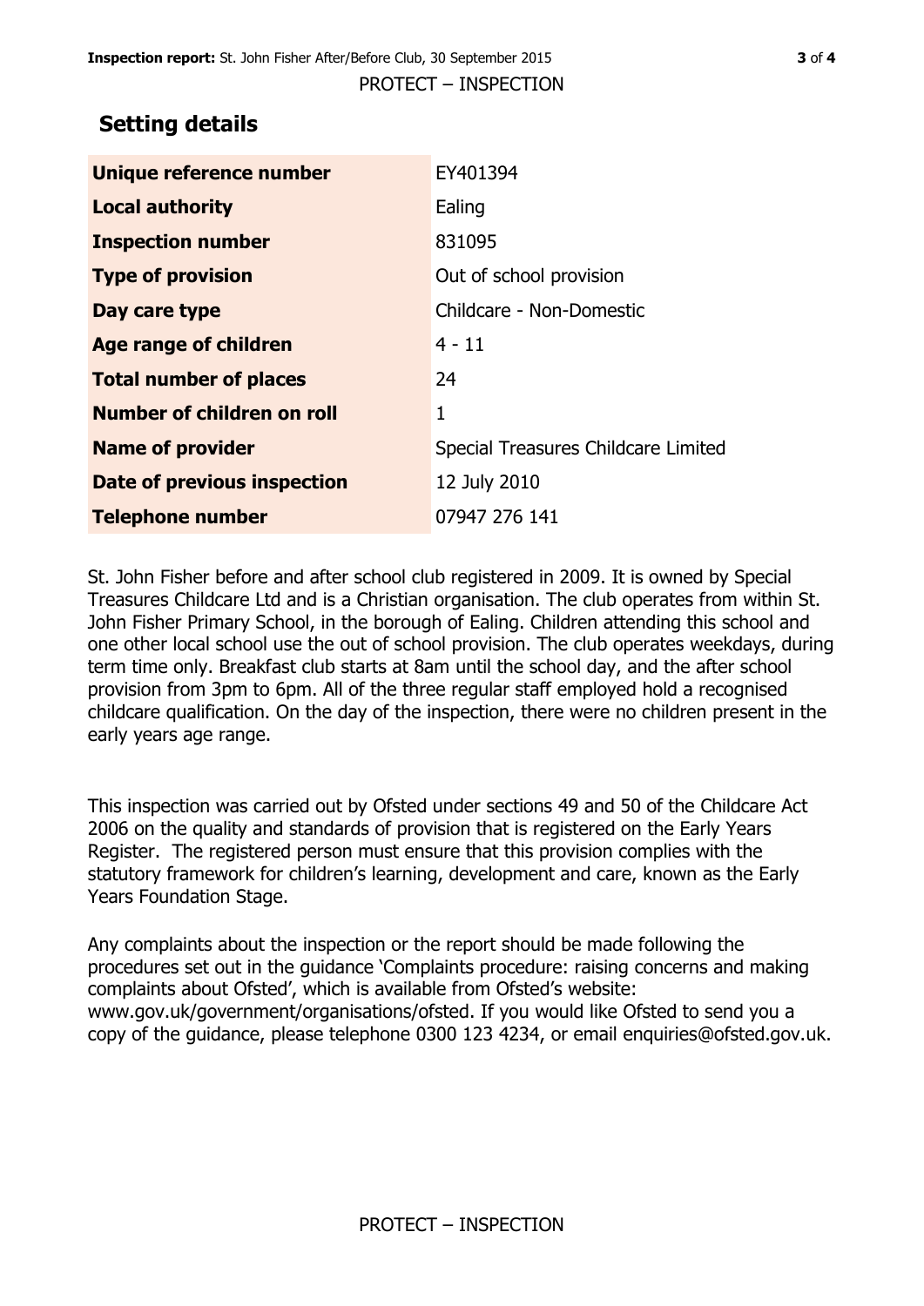## Setting details

| | |
|---|---|
| **Unique reference number** | EY401394 |
| **Local authority** | Ealing |
| **Inspection number** | 831095 |
| **Type of provision** | Out of school provision |
| **Day care type** | Childcare - Non-Domestic |
| **Age range of children** | 4 - 11 |
| **Total number of places** | 24 |
| **Number of children on roll** | 1 |
| **Name of provider** | Special Treasures Childcare Limited |
| **Date of previous inspection** | 12 July 2010 |
| **Telephone number** | 07947 276 141 |

St. John Fisher before and after school club registered in 2009. It is owned by Special Treasures Childcare Ltd and is a Christian organisation. The club operates from within St. John Fisher Primary School, in the borough of Ealing. Children attending this school and one other local school use the out of school provision. The club operates weekdays, during term time only. Breakfast club starts at 8am until the school day, and the after school provision from 3pm to 6pm. All of the three regular staff employed hold a recognised childcare qualification. On the day of the inspection, there were no children present in the early years age range.

This inspection was carried out by Ofsted under sections 49 and 50 of the Childcare Act 2006 on the quality and standards of provision that is registered on the Early Years Register. The registered person must ensure that this provision complies with the statutory framework for children's learning, development and care, known as the Early Years Foundation Stage.

Any complaints about the inspection or the report should be made following the procedures set out in the guidance 'Complaints procedure: raising concerns and making complaints about Ofsted', which is available from Ofsted's website: www.gov.uk/government/organisations/ofsted. If you would like Ofsted to send you a copy of the guidance, please telephone 0300 123 4234, or email enquiries@ofsted.gov.uk.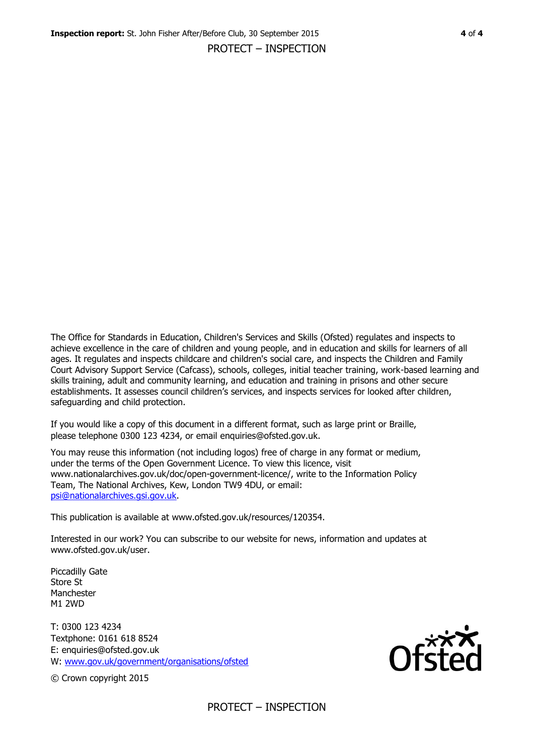The Office for Standards in Education, Children's Services and Skills (Ofsted) regulates and inspects to achieve excellence in the care of children and young people, and in education and skills for learners of all ages. It regulates and inspects childcare and children's social care, and inspects the Children and Family Court Advisory Support Service (Cafcass), schools, colleges, initial teacher training, work-based learning and skills training, adult and community learning, and education and training in prisons and other secure establishments. It assesses council children's services, and inspects services for looked after children, safeguarding and child protection.

If you would like a copy of this document in a different format, such as large print or Braille, please telephone 0300 123 4234, or email enquiries@ofsted.gov.uk.

You may reuse this information (not including logos) free of charge in any format or medium, under the terms of the Open Government Licence. To view this licence, visit www.nationalarchives.gov.uk/doc/open-government-licence/, write to the Information Policy Team, The National Archives, Kew, London TW9 4DU, or email: psi@nationalarchives.gsi.gov.uk.

This publication is available at www.ofsted.gov.uk/resources/120354.

Interested in our work? You can subscribe to our website for news, information and updates at www.ofsted.gov.uk/user.

Piccadilly Gate
Store St
Manchester
M1 2WD

T: 0300 123 4234
Textphone: 0161 618 8524
E: enquiries@ofsted.gov.uk
W: www.gov.uk/government/organisations/ofsted

© Crown copyright 2015